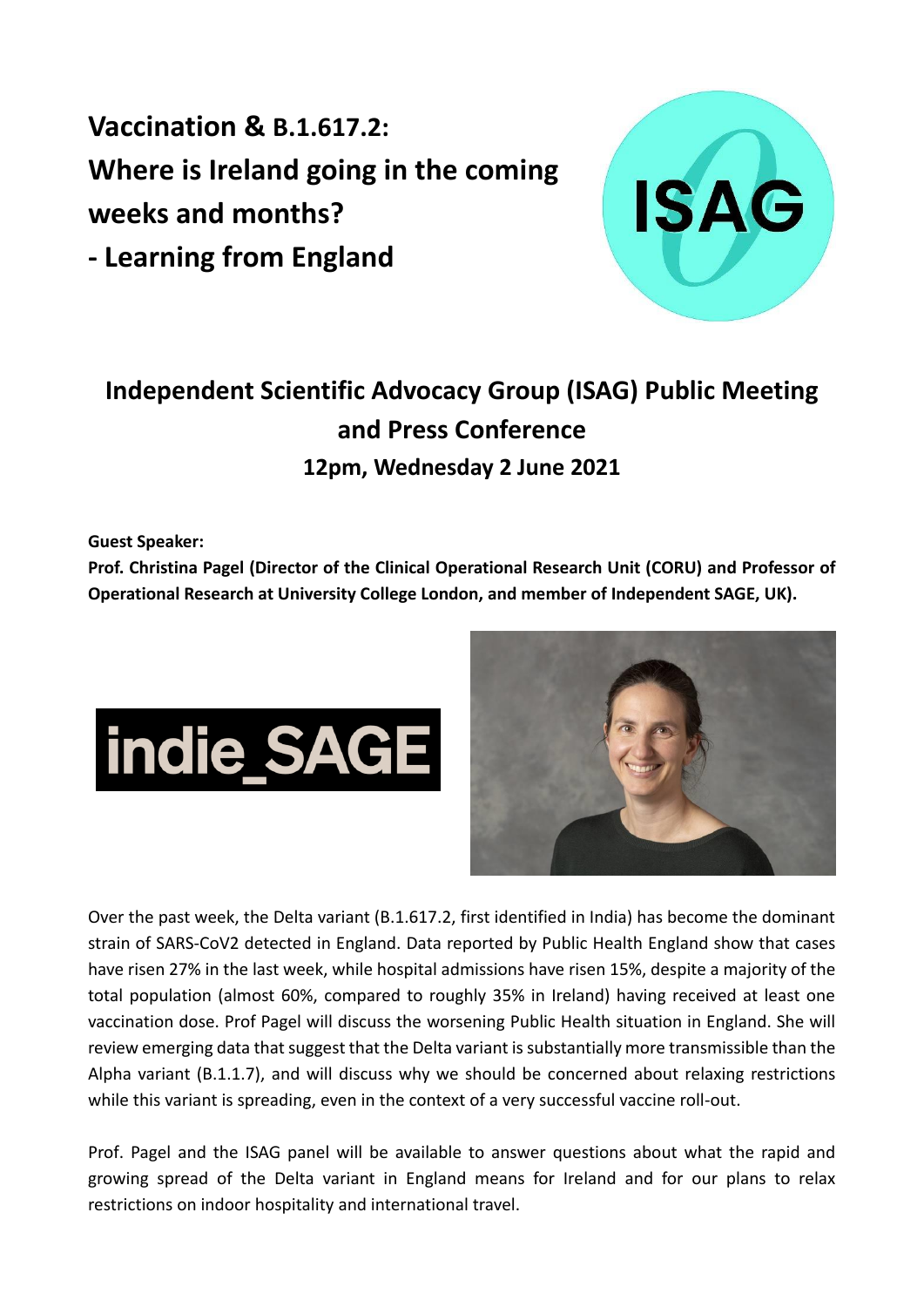# Vaccination & B.1.617.2: Where is Ireland going in the coming weeks and months? - Learning from England

## Independent Scientific Advocacy Group (ISAG) Public Meeting and Press Conference

### 12pm, Wednesday 2 June 2021

**Guest Speaker:**

**Prof. Christina Pagel (Director of the Clinical Operational Research Unit (CORU) and Professor of Operational Research at University College London, and member of Independent SAGE, UK).**

Over the past week, the Delta variant (B.1.617.2, first identified in India) has become the dominant strain of SARS-CoV2 detected in England. Data reported by Public Health England show that cases have risen 27% in the last week, while hospital admissions have risen 15%, despite a majority of the total population (almost 60%, compared to roughly 35% in Ireland) having received at least one vaccination dose. Prof Pagel will discuss the worsening Public Health situation in England. She will review emerging data that suggest that the Delta variant is substantially more transmissible than the Alpha variant (B.1.1.7), and will discuss why we should be concerned about relaxing restrictions while this variant is spreading, even in the context of a very successful vaccine roll-out.

Prof. Pagel and the ISAG panel will be available to answer questions about what the rapid and growing spread of the Delta variant in England means for Ireland and for our plans to relax restrictions on indoor hospitality and international travel.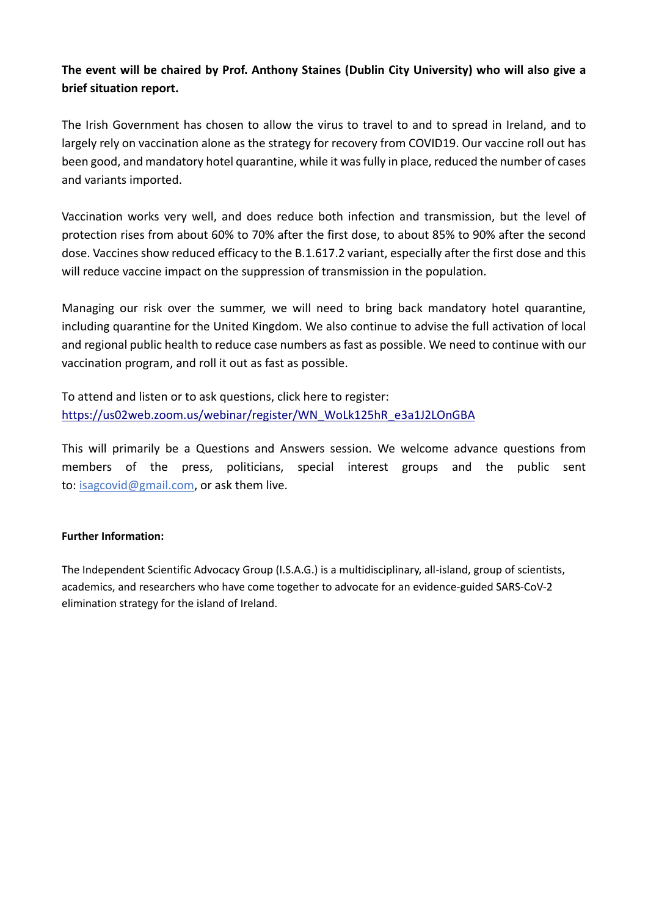**The event will be chaired by Prof. Anthony Staines (Dublin City University) who will also give a brief situation report.**

The Irish Government has chosen to allow the virus to travel to and to spread in Ireland, and to largely rely on vaccination alone as the strategy for recovery from COVID19. Our vaccine roll out has been good, and mandatory hotel quarantine, while it was fully in place, reduced the number of cases and variants imported.

Vaccination works very well, and does reduce both infection and transmission, but the level of protection rises from about 60% to 70% after the first dose, to about 85% to 90% after the second dose. Vaccines show reduced efficacy to the B.1.617.2 variant, especially after the first dose and this will reduce vaccine impact on the suppression of transmission in the population.

Managing our risk over the summer, we will need to bring back mandatory hotel quarantine, including quarantine for the United Kingdom. We also continue to advise the full activation of local and regional public health to reduce case numbers as fast as possible. We need to continue with our vaccination program, and roll it out as fast as possible.

To attend and listen or to ask questions, click here to register:
https://us02web.zoom.us/webinar/register/WN_WoLk125hR_e3a1J2LOnGBA

This will primarily be a Questions and Answers session. We welcome advance questions from members of the press, politicians, special interest groups and the public sent to: isagcovid@gmail.com, or ask them live.

**Further Information:**

The Independent Scientific Advocacy Group (I.S.A.G.) is a multidisciplinary, all-island, group of scientists, academics, and researchers who have come together to advocate for an evidence-guided SARS-CoV-2 elimination strategy for the island of Ireland.